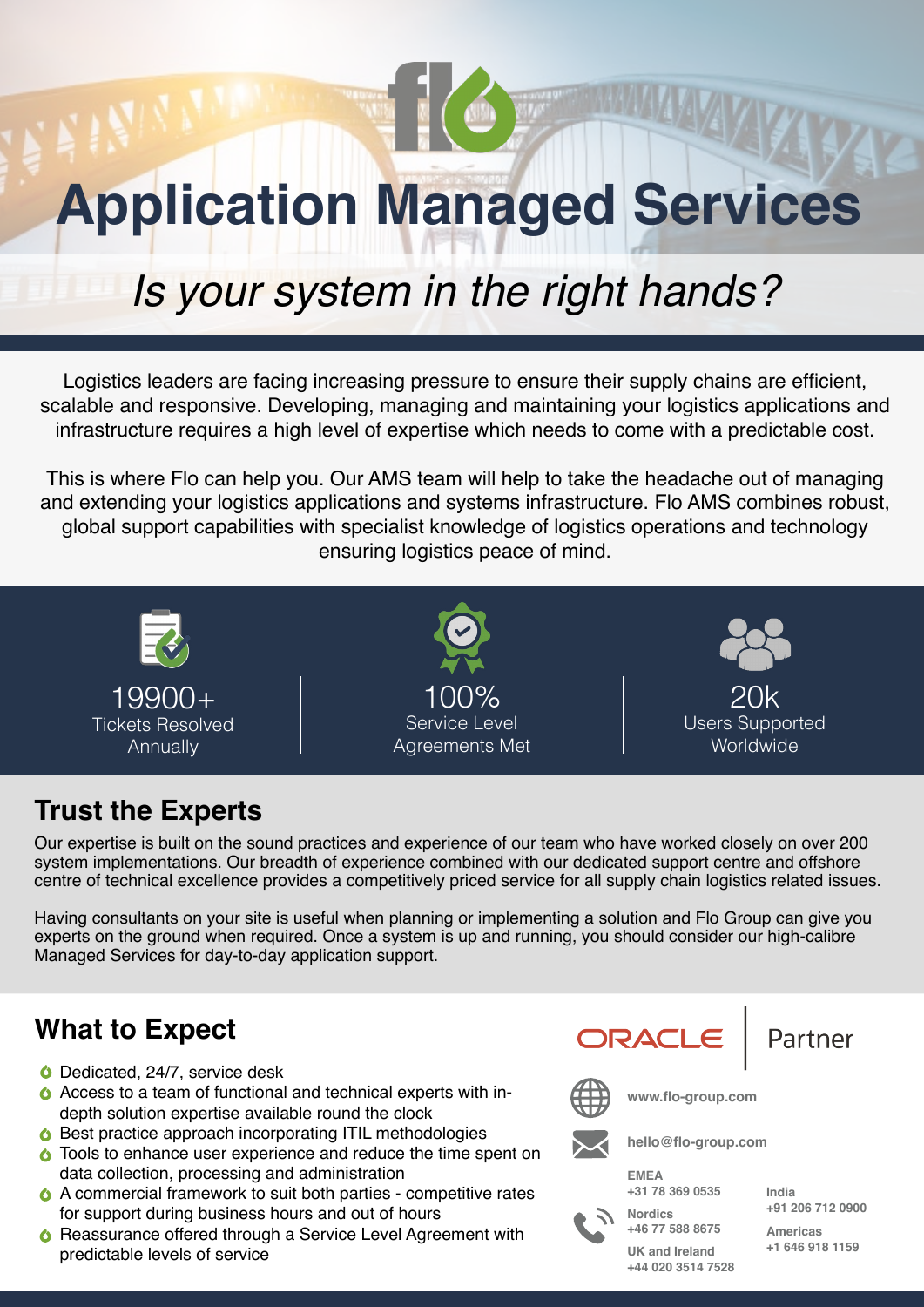# Application Managed Services

*Is your system in the right hands?*

Logistics leaders are facing increasing pressure to ensure their supply chains are efficient, scalable and responsive. Developing, managing and maintaining your logistics applications and infrastructure requires a high level of expertise which needs to come with a predictable cost.

This is where Flo can help you. Our AMS team will help to take the headache out of managing and extending your logistics applications and systems infrastructure. Flo AMS combines robust, global support capabilities with specialist knowledge of logistics operations and technology ensuring logistics peace of mind.

**19900+**
Tickets Resolved Annually

**100%**
Service Level Agreements Met

**20k**
Users Supported Worldwide

## Trust the Experts

Our expertise is built on the sound practices and experience of our team who have worked closely on over 200 system implementations. Our breadth of experience combined with our dedicated support centre and offshore centre of technical excellence provides a competitively priced service for all supply chain logistics related issues.

Having consultants on your site is useful when planning or implementing a solution and Flo Group can give you experts on the ground when required. Once a system is up and running, you should consider our high-calibre Managed Services for day-to-day application support.

## What to Expect

- Dedicated, 24/7, service desk
- Access to a team of functional and technical experts with in-depth solution expertise available round the clock
- Best practice approach incorporating ITIL methodologies
- Tools to enhance user experience and reduce the time spent on data collection, processing and administration
- A commercial framework to suit both parties - competitive rates for support during business hours and out of hours
- Reassurance offered through a Service Level Agreement with predictable levels of service

ORACLE | Partner

www.flo-group.com

hello@flo-group.com

**EMEA**
+31 78 369 0535

**Nordics**
+46 77 588 8675

**UK and Ireland**
+44 020 3514 7528

**India**
+91 206 712 0900

**Americas**
+1 646 918 1159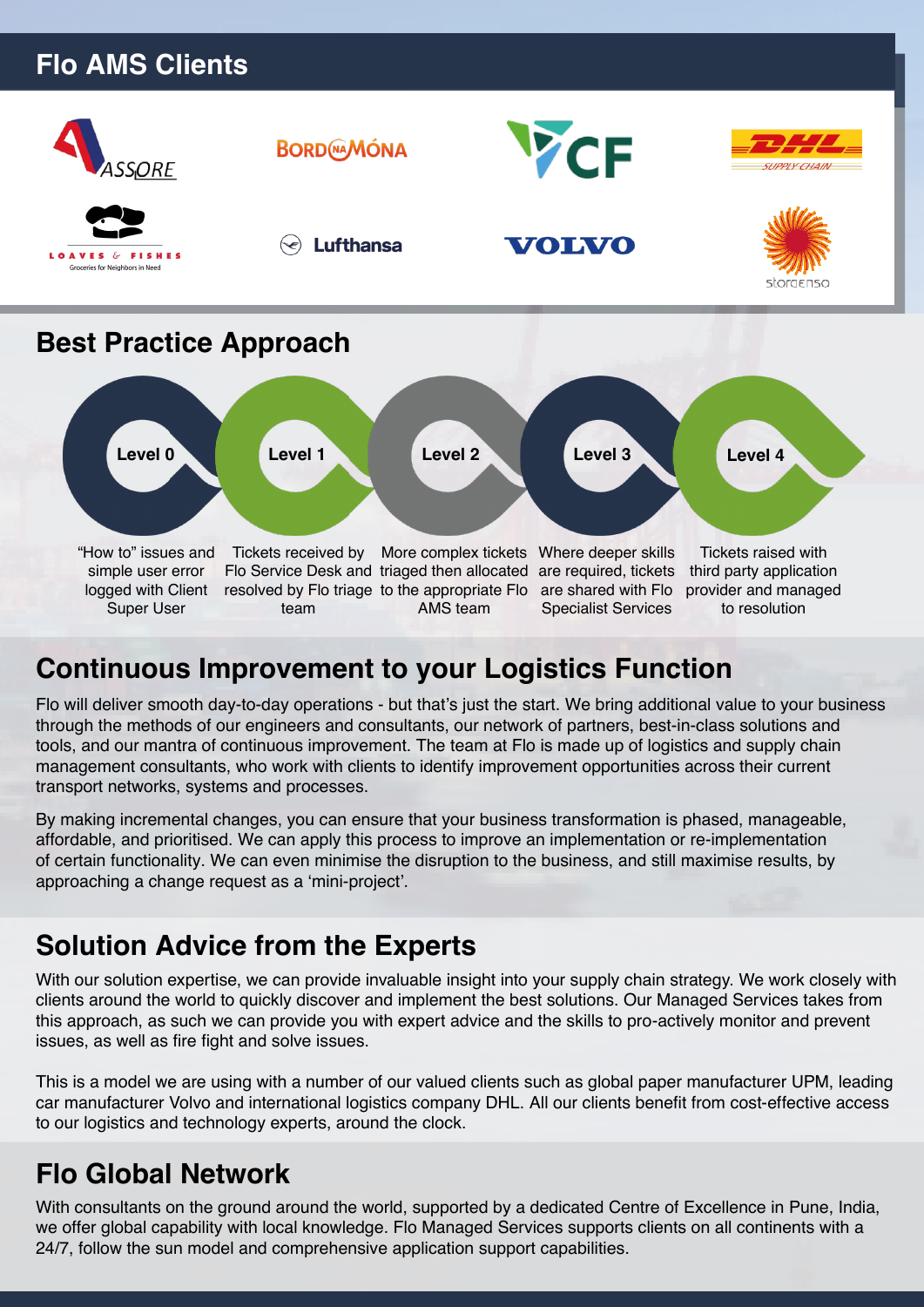## Flo AMS Clients

ASSORE
BORD NA MÓNA
CF
DHL SUPPLY CHAIN
LOAVES & FISHES Groceries for Neighbors in Need
Lufthansa
VOLVO
storaenso

## Best Practice Approach

**Level 0**
"How to" issues and simple user error logged with Client Super User

**Level 1**
Tickets received by Flo Service Desk and resolved by Flo triage team

**Level 2**
More complex tickets triaged then allocated to the appropriate Flo AMS team

**Level 3**
Where deeper skills are required, tickets are shared with Flo Specialist Services

**Level 4**
Tickets raised with third party application provider and managed to resolution

## Continuous Improvement to your Logistics Function

Flo will deliver smooth day-to-day operations - but that's just the start. We bring additional value to your business through the methods of our engineers and consultants, our network of partners, best-in-class solutions and tools, and our mantra of continuous improvement. The team at Flo is made up of logistics and supply chain management consultants, who work with clients to identify improvement opportunities across their current transport networks, systems and processes.

By making incremental changes, you can ensure that your business transformation is phased, manageable, affordable, and prioritised. We can apply this process to improve an implementation or re-implementation of certain functionality. We can even minimise the disruption to the business, and still maximise results, by approaching a change request as a 'mini-project'.

## Solution Advice from the Experts

With our solution expertise, we can provide invaluable insight into your supply chain strategy. We work closely with clients around the world to quickly discover and implement the best solutions. Our Managed Services takes from this approach, as such we can provide you with expert advice and the skills to pro-actively monitor and prevent issues, as well as fire fight and solve issues.

This is a model we are using with a number of our valued clients such as global paper manufacturer UPM, leading car manufacturer Volvo and international logistics company DHL. All our clients benefit from cost-effective access to our logistics and technology experts, around the clock.

## Flo Global Network

With consultants on the ground around the world, supported by a dedicated Centre of Excellence in Pune, India, we offer global capability with local knowledge. Flo Managed Services supports clients on all continents with a 24/7, follow the sun model and comprehensive application support capabilities.